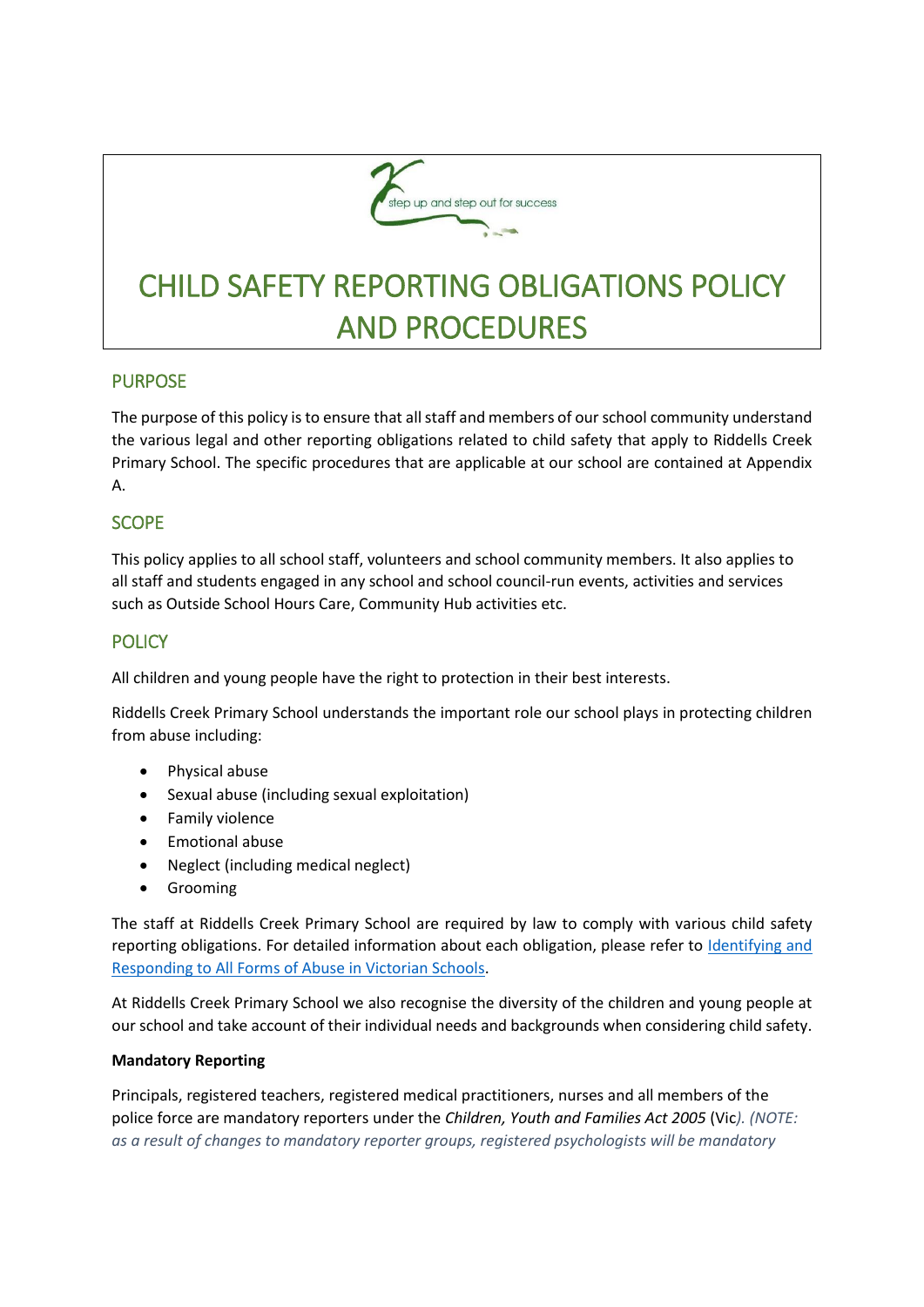step up and step out for success

# CHILD SAFETY REPORTING OBLIGATIONS POLICY AND PROCEDURES

## PURPOSE

The purpose of this policy is to ensure that all staff and members of our school community understand the various legal and other reporting obligations related to child safety that apply to Riddells Creek Primary School. The specific procedures that are applicable at our school are contained at Appendix A.

## SCOPE

This policy applies to all school staff, volunteers and school community members. It also applies to all staff and students engaged in any school and school council-run events, activities and services such as Outside School Hours Care, Community Hub activities etc.

## POLICY

All children and young people have the right to protection in their best interests.

Riddells Creek Primary School understands the important role our school plays in protecting children from abuse including:

- Physical abuse
- Sexual abuse (including sexual exploitation)
- Family violence
- Emotional abuse
- Neglect (including medical neglect)
- Grooming

The staff at Riddells Creek Primary School are required by law to comply with various child safety reporting obligations. For detailed information about each obligation, please refer to [Identifying and Responding to All Forms of Abuse in Victorian Schools](Identifying and Responding to All Forms of Abuse in Victorian Schools).

At Riddells Creek Primary School we also recognise the diversity of the children and young people at our school and take account of their individual needs and backgrounds when considering child safety.

**Mandatory Reporting**

Principals, registered teachers, registered medical practitioners, nurses and all members of the police force are mandatory reporters under the *Children, Youth and Families Act 2005* (Vic*). (NOTE: as a result of changes to mandatory reporter groups, registered psychologists will be mandatory*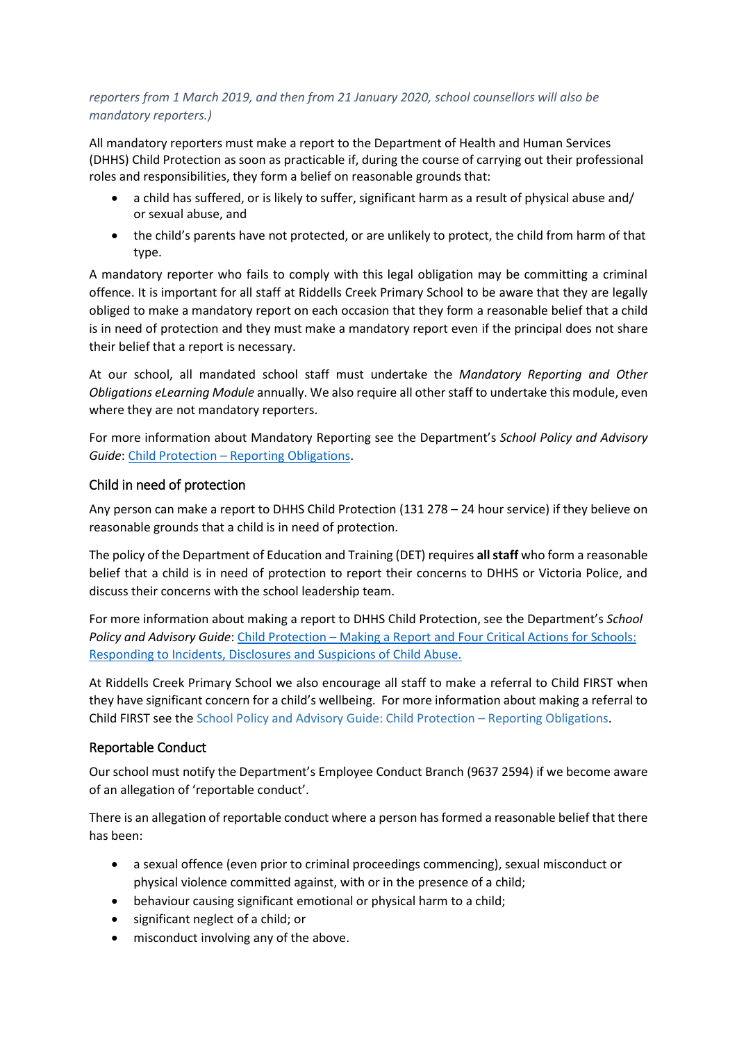*reporters from 1 March 2019, and then from 21 January 2020, school counsellors will also be mandatory reporters.)*

All mandatory reporters must make a report to the Department of Health and Human Services (DHHS) Child Protection as soon as practicable if, during the course of carrying out their professional roles and responsibilities, they form a belief on reasonable grounds that:

- a child has suffered, or is likely to suffer, significant harm as a result of physical abuse and/ or sexual abuse, and
- the child's parents have not protected, or are unlikely to protect, the child from harm of that type.

A mandatory reporter who fails to comply with this legal obligation may be committing a criminal offence. It is important for all staff at Riddells Creek Primary School to be aware that they are legally obliged to make a mandatory report on each occasion that they form a reasonable belief that a child is in need of protection and they must make a mandatory report even if the principal does not share their belief that a report is necessary.

At our school, all mandated school staff must undertake the *Mandatory Reporting and Other Obligations eLearning Module* annually. We also require all other staff to undertake this module, even where they are not mandatory reporters.

For more information about Mandatory Reporting see the Department's *School Policy and Advisory Guide*: [Child Protection – Reporting Obligations](#).

## Child in need of protection

Any person can make a report to DHHS Child Protection (131 278 – 24 hour service) if they believe on reasonable grounds that a child is in need of protection.

The policy of the Department of Education and Training (DET) requires **all staff** who form a reasonable belief that a child is in need of protection to report their concerns to DHHS or Victoria Police, and discuss their concerns with the school leadership team.

For more information about making a report to DHHS Child Protection, see the Department's *School Policy and Advisory Guide*: [Child Protection – Making a Report and Four Critical Actions for Schools: Responding to Incidents, Disclosures and Suspicions of Child Abuse.](#)

At Riddells Creek Primary School we also encourage all staff to make a referral to Child FIRST when they have significant concern for a child's wellbeing. For more information about making a referral to Child FIRST see the School Policy and Advisory Guide: Child Protection – Reporting Obligations.

## Reportable Conduct

Our school must notify the Department's Employee Conduct Branch (9637 2594) if we become aware of an allegation of 'reportable conduct'.

There is an allegation of reportable conduct where a person has formed a reasonable belief that there has been:

- a sexual offence (even prior to criminal proceedings commencing), sexual misconduct or physical violence committed against, with or in the presence of a child;
- behaviour causing significant emotional or physical harm to a child;
- significant neglect of a child; or
- misconduct involving any of the above.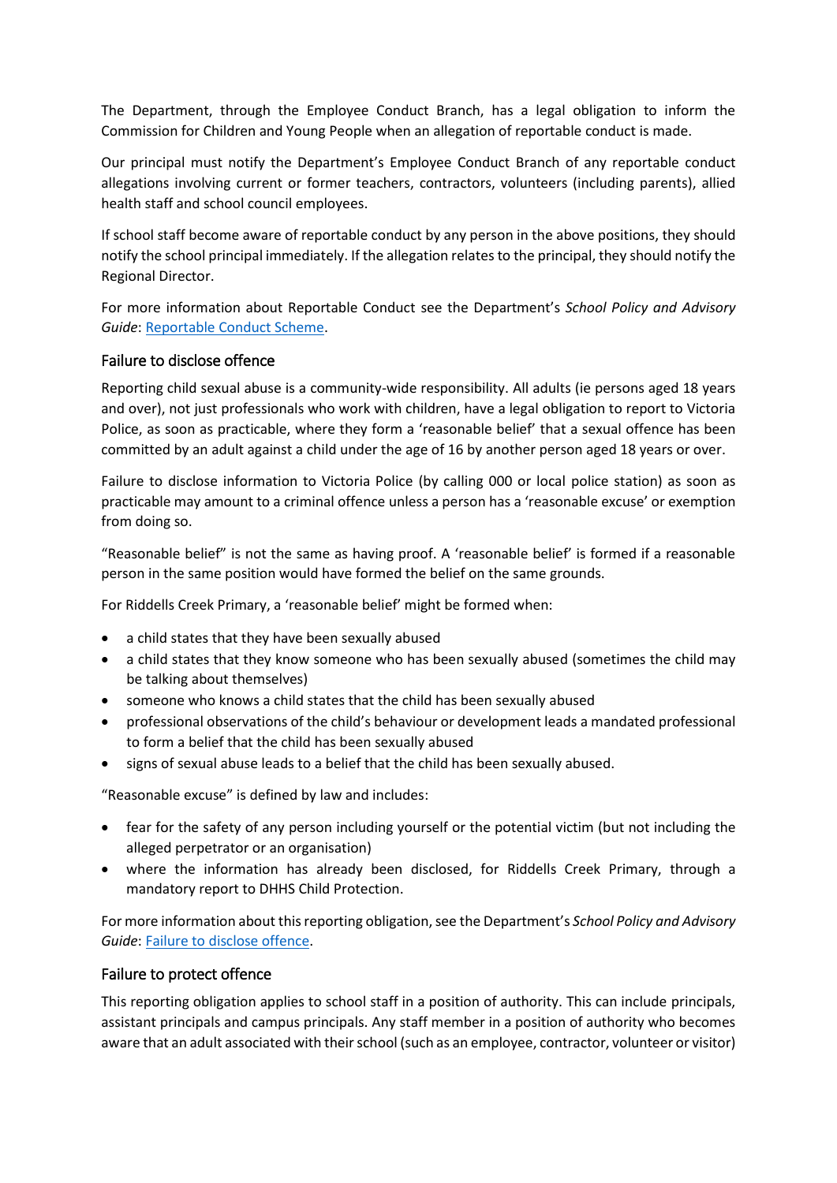The Department, through the Employee Conduct Branch, has a legal obligation to inform the Commission for Children and Young People when an allegation of reportable conduct is made.

Our principal must notify the Department's Employee Conduct Branch of any reportable conduct allegations involving current or former teachers, contractors, volunteers (including parents), allied health staff and school council employees.

If school staff become aware of reportable conduct by any person in the above positions, they should notify the school principal immediately. If the allegation relates to the principal, they should notify the Regional Director.

For more information about Reportable Conduct see the Department's *School Policy and Advisory Guide*: Reportable Conduct Scheme.

### Failure to disclose offence

Reporting child sexual abuse is a community-wide responsibility. All adults (ie persons aged 18 years and over), not just professionals who work with children, have a legal obligation to report to Victoria Police, as soon as practicable, where they form a 'reasonable belief' that a sexual offence has been committed by an adult against a child under the age of 16 by another person aged 18 years or over.

Failure to disclose information to Victoria Police (by calling 000 or local police station) as soon as practicable may amount to a criminal offence unless a person has a 'reasonable excuse' or exemption from doing so.

"Reasonable belief" is not the same as having proof. A 'reasonable belief' is formed if a reasonable person in the same position would have formed the belief on the same grounds.

For Riddells Creek Primary, a 'reasonable belief' might be formed when:

- a child states that they have been sexually abused
- a child states that they know someone who has been sexually abused (sometimes the child may be talking about themselves)
- someone who knows a child states that the child has been sexually abused
- professional observations of the child's behaviour or development leads a mandated professional to form a belief that the child has been sexually abused
- signs of sexual abuse leads to a belief that the child has been sexually abused.

"Reasonable excuse" is defined by law and includes:

- fear for the safety of any person including yourself or the potential victim (but not including the alleged perpetrator or an organisation)
- where the information has already been disclosed, for Riddells Creek Primary, through a mandatory report to DHHS Child Protection.

For more information about this reporting obligation, see the Department's *School Policy and Advisory Guide*: Failure to disclose offence.

### Failure to protect offence

This reporting obligation applies to school staff in a position of authority. This can include principals, assistant principals and campus principals. Any staff member in a position of authority who becomes aware that an adult associated with their school (such as an employee, contractor, volunteer or visitor)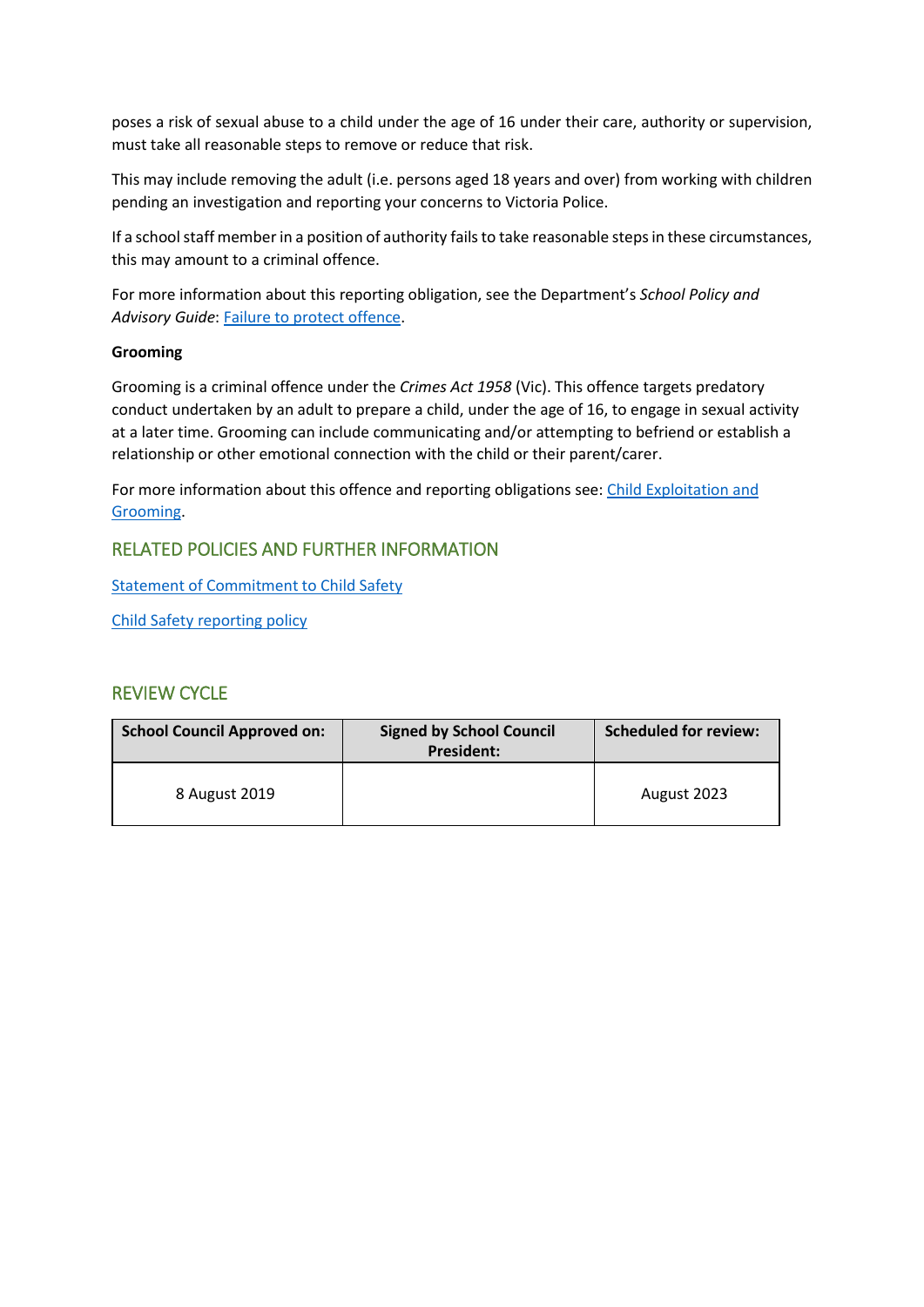poses a risk of sexual abuse to a child under the age of 16 under their care, authority or supervision, must take all reasonable steps to remove or reduce that risk.

This may include removing the adult (i.e. persons aged 18 years and over) from working with children pending an investigation and reporting your concerns to Victoria Police.

If a school staff member in a position of authority fails to take reasonable steps in these circumstances, this may amount to a criminal offence.

For more information about this reporting obligation, see the Department's *School Policy and Advisory Guide*: [Failure to protect offence](#).

**Grooming**

Grooming is a criminal offence under the *Crimes Act 1958* (Vic). This offence targets predatory conduct undertaken by an adult to prepare a child, under the age of 16, to engage in sexual activity at a later time. Grooming can include communicating and/or attempting to befriend or establish a relationship or other emotional connection with the child or their parent/carer.

For more information about this offence and reporting obligations see: [Child Exploitation and Grooming](#).

## RELATED POLICIES AND FURTHER INFORMATION

[Statement of Commitment to Child Safety](#)

[Child Safety reporting policy](#)

## REVIEW CYCLE

| School Council Approved on: | Signed by School Council President: | Scheduled for review: |
|---|---|---|
| 8 August 2019 | | August 2023 |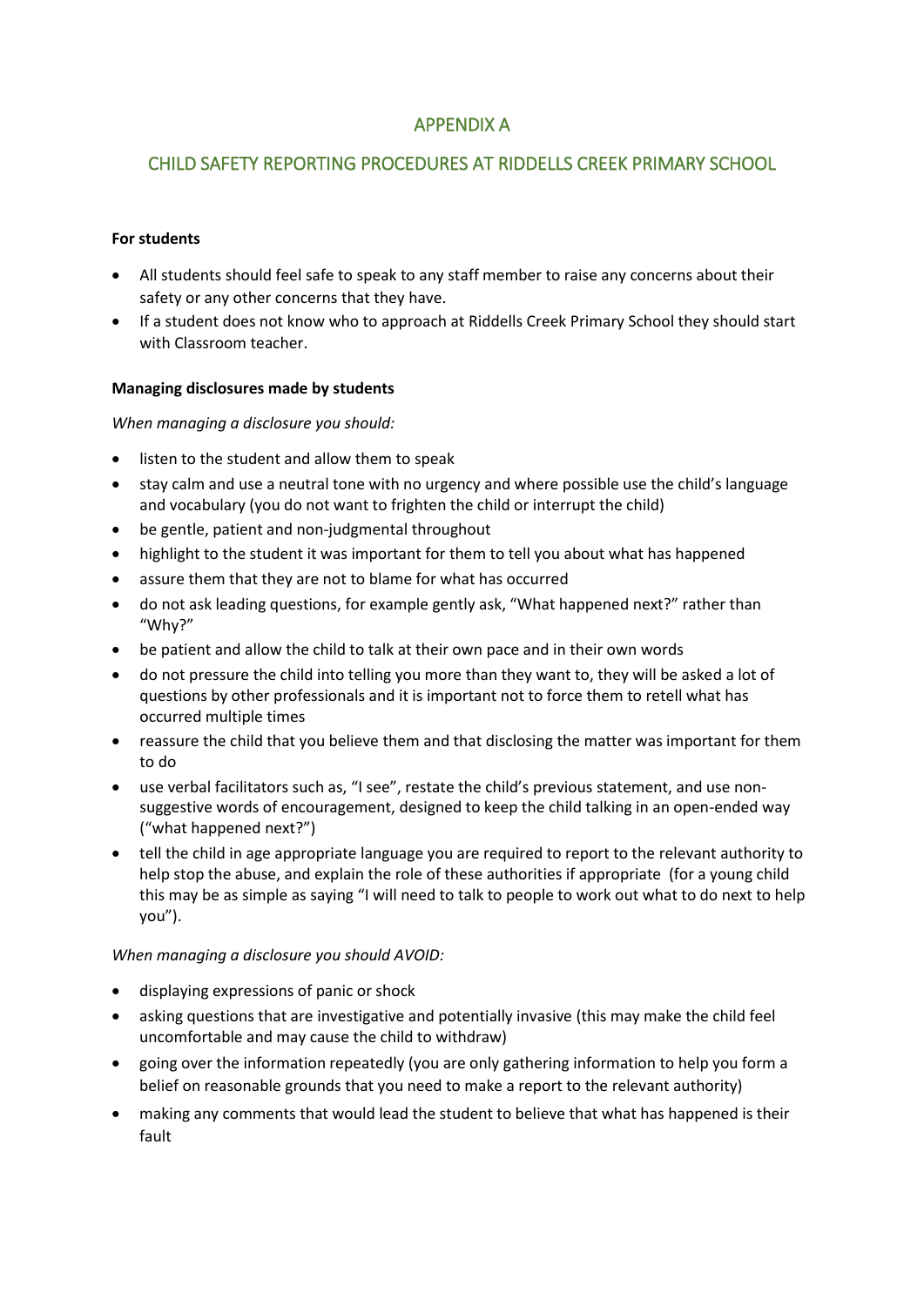## APPENDIX A

## CHILD SAFETY REPORTING PROCEDURES AT RIDDELLS CREEK PRIMARY SCHOOL

**For students**

- All students should feel safe to speak to any staff member to raise any concerns about their safety or any other concerns that they have.
- If a student does not know who to approach at Riddells Creek Primary School they should start with Classroom teacher.

**Managing disclosures made by students**

*When managing a disclosure you should:*

- listen to the student and allow them to speak
- stay calm and use a neutral tone with no urgency and where possible use the child's language and vocabulary (you do not want to frighten the child or interrupt the child)
- be gentle, patient and non-judgmental throughout
- highlight to the student it was important for them to tell you about what has happened
- assure them that they are not to blame for what has occurred
- do not ask leading questions, for example gently ask, "What happened next?" rather than "Why?"
- be patient and allow the child to talk at their own pace and in their own words
- do not pressure the child into telling you more than they want to, they will be asked a lot of questions by other professionals and it is important not to force them to retell what has occurred multiple times
- reassure the child that you believe them and that disclosing the matter was important for them to do
- use verbal facilitators such as, "I see", restate the child's previous statement, and use non-suggestive words of encouragement, designed to keep the child talking in an open-ended way ("what happened next?")
- tell the child in age appropriate language you are required to report to the relevant authority to help stop the abuse, and explain the role of these authorities if appropriate (for a young child this may be as simple as saying "I will need to talk to people to work out what to do next to help you").

*When managing a disclosure you should AVOID:*

- displaying expressions of panic or shock
- asking questions that are investigative and potentially invasive (this may make the child feel uncomfortable and may cause the child to withdraw)
- going over the information repeatedly (you are only gathering information to help you form a belief on reasonable grounds that you need to make a report to the relevant authority)
- making any comments that would lead the student to believe that what has happened is their fault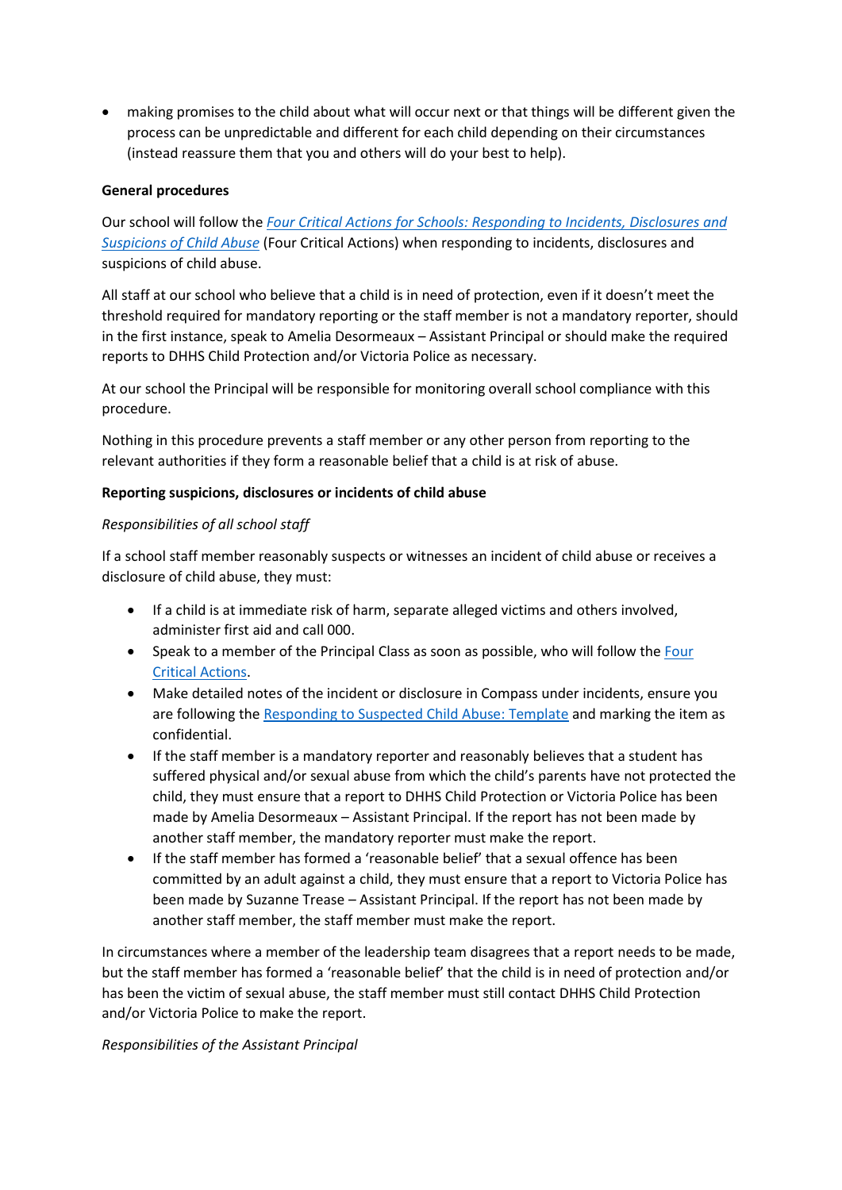- making promises to the child about what will occur next or that things will be different given the process can be unpredictable and different for each child depending on their circumstances (instead reassure them that you and others will do your best to help).

**General procedures**

Our school will follow the *Four Critical Actions for Schools: Responding to Incidents, Disclosures and Suspicions of Child Abuse* (Four Critical Actions) when responding to incidents, disclosures and suspicions of child abuse.

All staff at our school who believe that a child is in need of protection, even if it doesn't meet the threshold required for mandatory reporting or the staff member is not a mandatory reporter, should in the first instance, speak to Amelia Desormeaux – Assistant Principal or should make the required reports to DHHS Child Protection and/or Victoria Police as necessary.

At our school the Principal will be responsible for monitoring overall school compliance with this procedure.

Nothing in this procedure prevents a staff member or any other person from reporting to the relevant authorities if they form a reasonable belief that a child is at risk of abuse.

**Reporting suspicions, disclosures or incidents of child abuse**

*Responsibilities of all school staff*

If a school staff member reasonably suspects or witnesses an incident of child abuse or receives a disclosure of child abuse, they must:

- If a child is at immediate risk of harm, separate alleged victims and others involved, administer first aid and call 000.
- Speak to a member of the Principal Class as soon as possible, who will follow the Four Critical Actions.
- Make detailed notes of the incident or disclosure in Compass under incidents, ensure you are following the Responding to Suspected Child Abuse: Template and marking the item as confidential.
- If the staff member is a mandatory reporter and reasonably believes that a student has suffered physical and/or sexual abuse from which the child's parents have not protected the child, they must ensure that a report to DHHS Child Protection or Victoria Police has been made by Amelia Desormeaux – Assistant Principal. If the report has not been made by another staff member, the mandatory reporter must make the report.
- If the staff member has formed a 'reasonable belief' that a sexual offence has been committed by an adult against a child, they must ensure that a report to Victoria Police has been made by Suzanne Trease – Assistant Principal. If the report has not been made by another staff member, the staff member must make the report.

In circumstances where a member of the leadership team disagrees that a report needs to be made, but the staff member has formed a 'reasonable belief' that the child is in need of protection and/or has been the victim of sexual abuse, the staff member must still contact DHHS Child Protection and/or Victoria Police to make the report.

*Responsibilities of the Assistant Principal*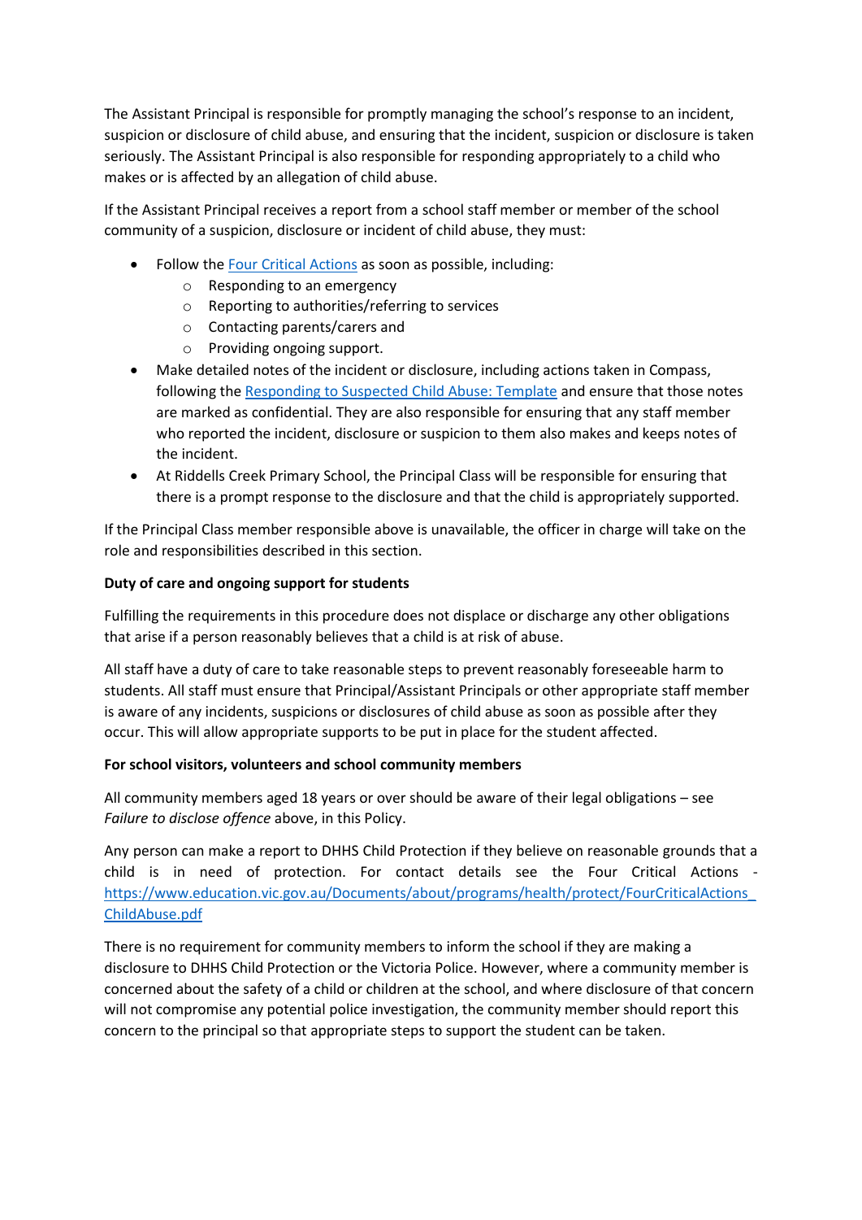The Assistant Principal is responsible for promptly managing the school's response to an incident, suspicion or disclosure of child abuse, and ensuring that the incident, suspicion or disclosure is taken seriously. The Assistant Principal is also responsible for responding appropriately to a child who makes or is affected by an allegation of child abuse.

If the Assistant Principal receives a report from a school staff member or member of the school community of a suspicion, disclosure or incident of child abuse, they must:

- Follow the [Four Critical Actions](https://www.education.vic.gov.au/Documents/about/programs/health/protect/FourCriticalActions_ChildAbuse.pdf) as soon as possible, including:
  - Responding to an emergency
  - Reporting to authorities/referring to services
  - Contacting parents/carers and
  - Providing ongoing support.
- Make detailed notes of the incident or disclosure, including actions taken in Compass, following the [Responding to Suspected Child Abuse: Template]() and ensure that those notes are marked as confidential. They are also responsible for ensuring that any staff member who reported the incident, disclosure or suspicion to them also makes and keeps notes of the incident.
- At Riddells Creek Primary School, the Principal Class will be responsible for ensuring that there is a prompt response to the disclosure and that the child is appropriately supported.

If the Principal Class member responsible above is unavailable, the officer in charge will take on the role and responsibilities described in this section.

**Duty of care and ongoing support for students**

Fulfilling the requirements in this procedure does not displace or discharge any other obligations that arise if a person reasonably believes that a child is at risk of abuse.

All staff have a duty of care to take reasonable steps to prevent reasonably foreseeable harm to students. All staff must ensure that Principal/Assistant Principals or other appropriate staff member is aware of any incidents, suspicions or disclosures of child abuse as soon as possible after they occur. This will allow appropriate supports to be put in place for the student affected.

**For school visitors, volunteers and school community members**

All community members aged 18 years or over should be aware of their legal obligations – see *Failure to disclose offence* above, in this Policy.

Any person can make a report to DHHS Child Protection if they believe on reasonable grounds that a child is in need of protection. For contact details see the Four Critical Actions - [https://www.education.vic.gov.au/Documents/about/programs/health/protect/FourCriticalActions_ChildAbuse.pdf](https://www.education.vic.gov.au/Documents/about/programs/health/protect/FourCriticalActions_ChildAbuse.pdf)

There is no requirement for community members to inform the school if they are making a disclosure to DHHS Child Protection or the Victoria Police. However, where a community member is concerned about the safety of a child or children at the school, and where disclosure of that concern will not compromise any potential police investigation, the community member should report this concern to the principal so that appropriate steps to support the student can be taken.